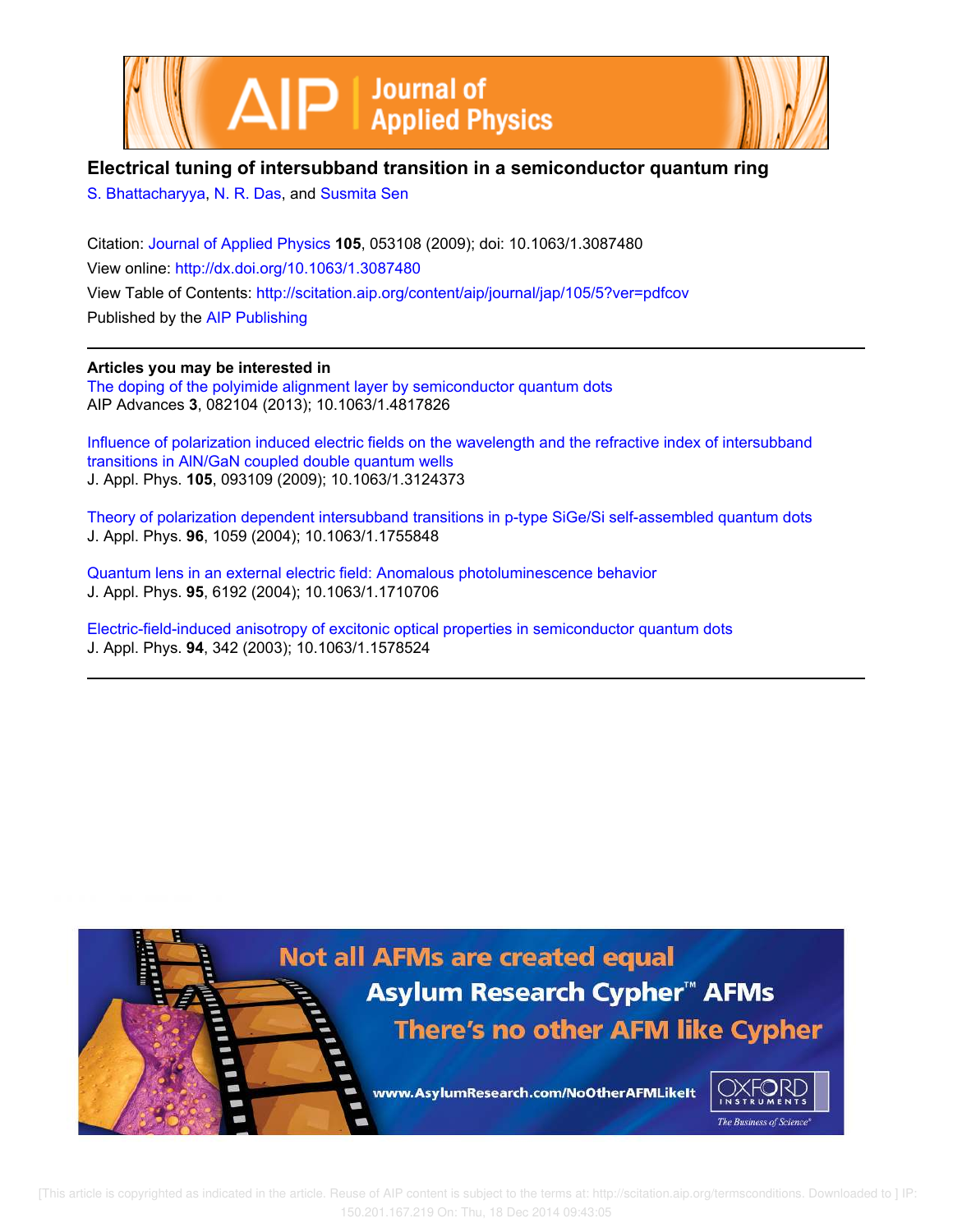# Electrical tuning of intersubband transition in a semiconductor quantum ring

S. Bhattacharyya, N. R. Das, and Susmita Sen

Citation: Journal of Applied Physics **105**, 053108 (2009); doi: 10.1063/1.3087480

View online: http://dx.doi.org/10.1063/1.3087480

View Table of Contents: http://scitation.aip.org/content/aip/journal/jap/105/5?ver=pdfcov

Published by the AIP Publishing

## Articles you may be interested in

The doping of the polyimide alignment layer by semiconductor quantum dots
AIP Advances **3**, 082104 (2013); 10.1063/1.4817826

Influence of polarization induced electric fields on the wavelength and the refractive index of intersubband transitions in AlN/GaN coupled double quantum wells
J. Appl. Phys. **105**, 093109 (2009); 10.1063/1.3124373

Theory of polarization dependent intersubband transitions in p-type SiGe/Si self-assembled quantum dots
J. Appl. Phys. **96**, 1059 (2004); 10.1063/1.1755848

Quantum lens in an external electric field: Anomalous photoluminescence behavior
J. Appl. Phys. **95**, 6192 (2004); 10.1063/1.1710706

Electric-field-induced anisotropy of excitonic optical properties in semiconductor quantum dots
J. Appl. Phys. **94**, 342 (2003); 10.1063/1.1578524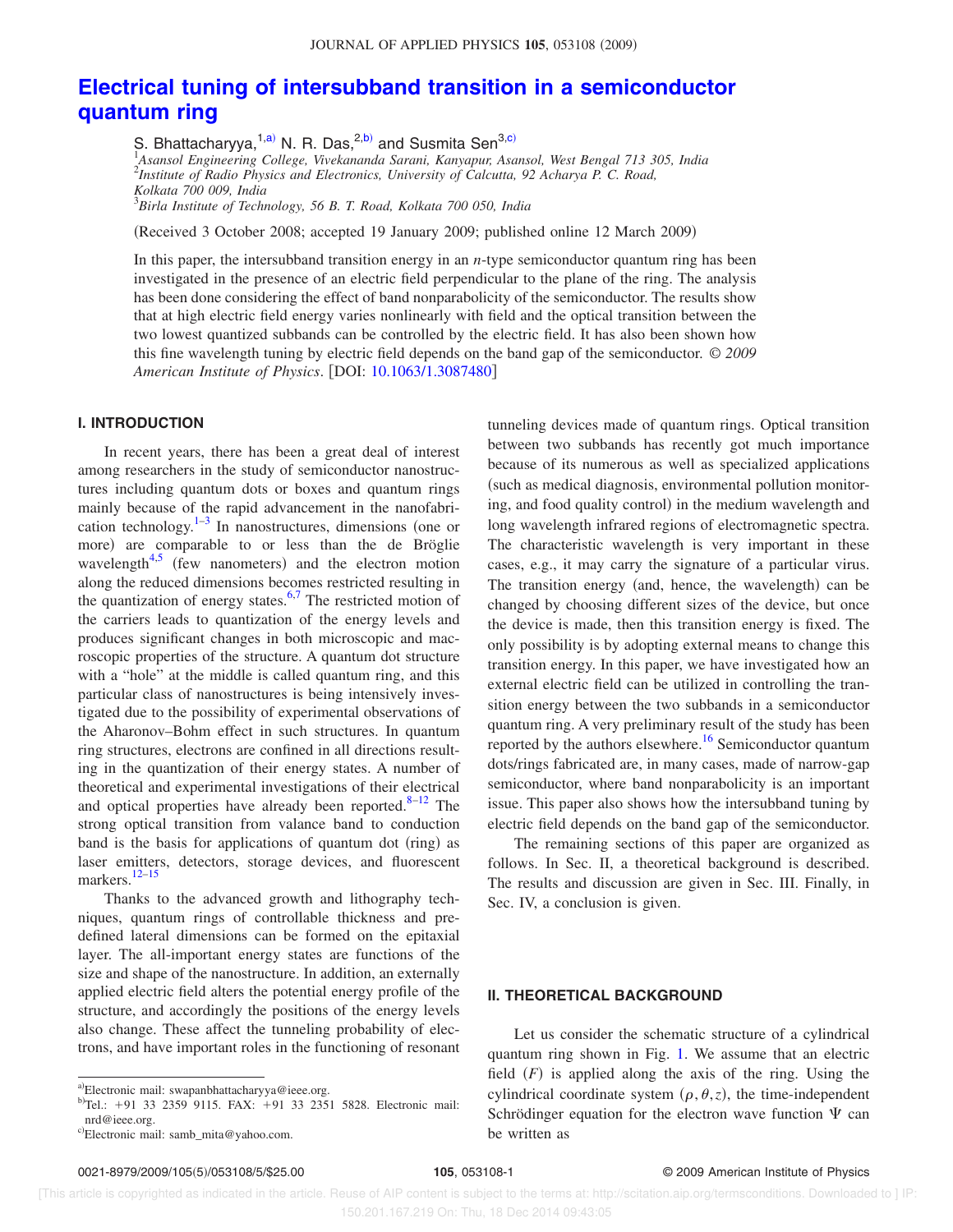# Electrical tuning of intersubband transition in a semiconductor quantum ring

S. Bhattacharyya,[1,a)] N. R. Das,[2,b)] and Susmita Sen[3,c)]

[1]Asansol Engineering College, Vivekananda Sarani, Kanyapur, Asansol, West Bengal 713 305, India
[2]Institute of Radio Physics and Electronics, University of Calcutta, 92 Acharya P. C. Road, Kolkata 700 009, India
[3]Birla Institute of Technology, 56 B. T. Road, Kolkata 700 050, India

(Received 3 October 2008; accepted 19 January 2009; published online 12 March 2009)

In this paper, the intersubband transition energy in an *n*-type semiconductor quantum ring has been investigated in the presence of an electric field perpendicular to the plane of the ring. The analysis has been done considering the effect of band nonparabolicity of the semiconductor. The results show that at high electric field energy varies nonlinearly with field and the optical transition between the two lowest quantized subbands can be controlled by the electric field. It has also been shown how this fine wavelength tuning by electric field depends on the band gap of the semiconductor. *© 2009 American Institute of Physics*. [DOI: 10.1063/1.3087480]

## I. INTRODUCTION

In recent years, there has been a great deal of interest among researchers in the study of semiconductor nanostructures including quantum dots or boxes and quantum rings mainly because of the rapid advancement in the nanofabrication technology.[1–3] In nanostructures, dimensions (one or more) are comparable to or less than the de Bröglie wavelength[4,5] (few nanometers) and the electron motion along the reduced dimensions becomes restricted resulting in the quantization of energy states.[6,7] The restricted motion of the carriers leads to quantization of the energy levels and produces significant changes in both microscopic and macroscopic properties of the structure. A quantum dot structure with a "hole" at the middle is called quantum ring, and this particular class of nanostructures is being intensively investigated due to the possibility of experimental observations of the Aharonov–Bohm effect in such structures. In quantum ring structures, electrons are confined in all directions resulting in the quantization of their energy states. A number of theoretical and experimental investigations of their electrical and optical properties have already been reported.[8–12] The strong optical transition from valance band to conduction band is the basis for applications of quantum dot (ring) as laser emitters, detectors, storage devices, and fluorescent markers.[12–15]

Thanks to the advanced growth and lithography techniques, quantum rings of controllable thickness and predefined lateral dimensions can be formed on the epitaxial layer. The all-important energy states are functions of the size and shape of the nanostructure. In addition, an externally applied electric field alters the potential energy profile of the structure, and accordingly the positions of the energy levels also change. These affect the tunneling probability of electrons, and have important roles in the functioning of resonant tunneling devices made of quantum rings. Optical transition between two subbands has recently got much importance because of its numerous as well as specialized applications (such as medical diagnosis, environmental pollution monitoring, and food quality control) in the medium wavelength and long wavelength infrared regions of electromagnetic spectra. The characteristic wavelength is very important in these cases, e.g., it may carry the signature of a particular virus. The transition energy (and, hence, the wavelength) can be changed by choosing different sizes of the device, but once the device is made, then this transition energy is fixed. The only possibility is by adopting external means to change this transition energy. In this paper, we have investigated how an external electric field can be utilized in controlling the transition energy between the two subbands in a semiconductor quantum ring. A very preliminary result of the study has been reported by the authors elsewhere.[16] Semiconductor quantum dots/rings fabricated are, in many cases, made of narrow-gap semiconductor, where band nonparabolicity is an important issue. This paper also shows how the intersubband tuning by electric field depends on the band gap of the semiconductor.

The remaining sections of this paper are organized as follows. In Sec. II, a theoretical background is described. The results and discussion are given in Sec. III. Finally, in Sec. IV, a conclusion is given.

## II. THEORETICAL BACKGROUND

Let us consider the schematic structure of a cylindrical quantum ring shown in Fig. 1. We assume that an electric field ($F$) is applied along the axis of the ring. Using the cylindrical coordinate system $(\rho, \theta, z)$, the time-independent Schrödinger equation for the electron wave function $\Psi$ can be written as

[a)]Electronic mail: swapanbhattacharyya@ieee.org.
[b)]Tel.: +91 33 2359 9115. FAX: +91 33 2351 5828. Electronic mail: nrd@ieee.org.
[c)]Electronic mail: samb_mita@yahoo.com.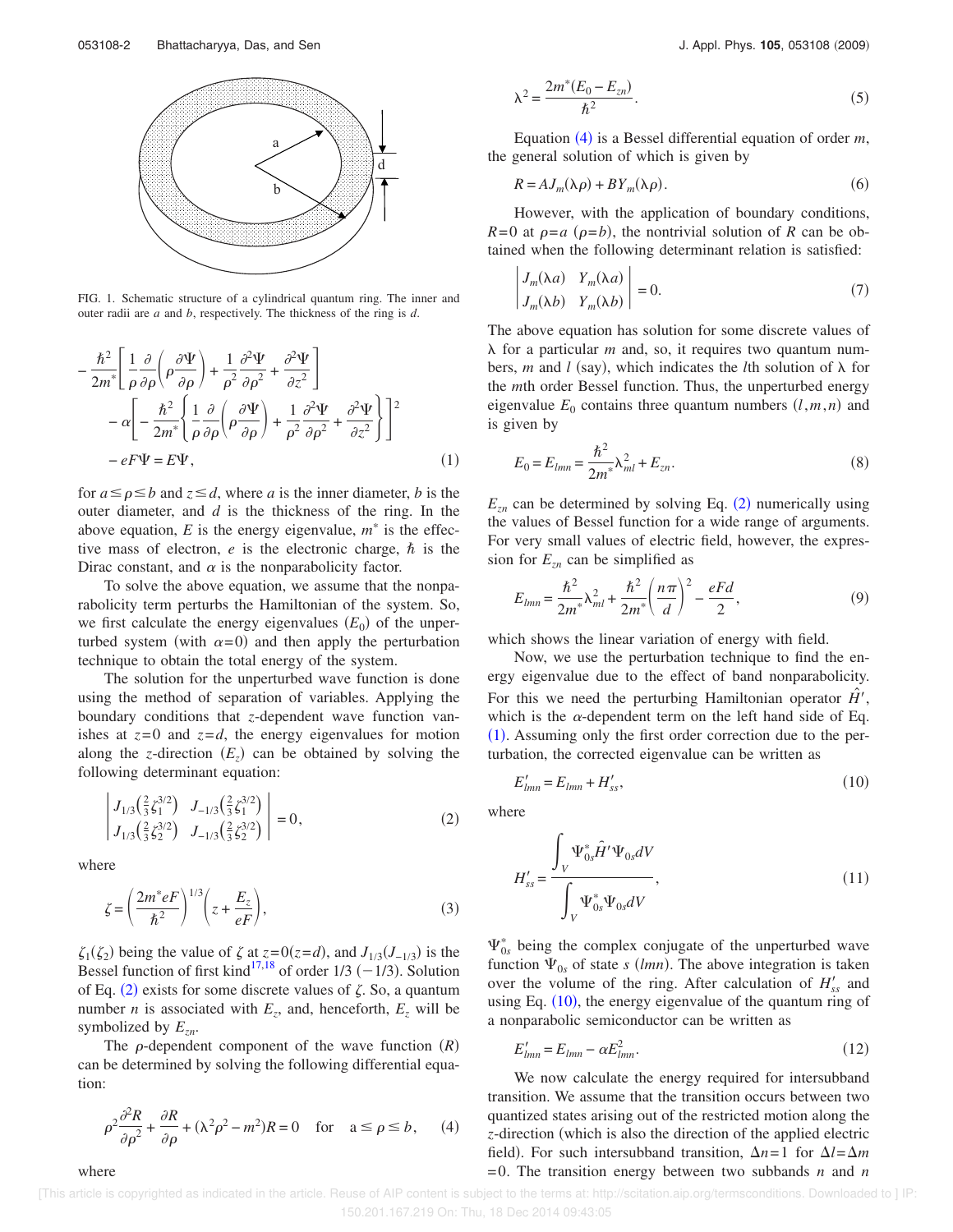FIG. 1. Schematic structure of a cylindrical quantum ring. The inner and outer radii are $a$ and $b$, respectively. The thickness of the ring is $d$.

$$
-\frac{\hbar^2}{2m^*}\left[\frac{1}{\rho}\frac{\partial}{\partial\rho}\left(\rho\frac{\partial\Psi}{\partial\rho}\right)+\frac{1}{\rho^2}\frac{\partial^2\Psi}{\partial\rho^2}+\frac{\partial^2\Psi}{\partial z^2}\right]
-\alpha\left[-\frac{\hbar^2}{2m^*}\left\{\frac{1}{\rho}\frac{\partial}{\partial\rho}\left(\rho\frac{\partial\Psi}{\partial\rho}\right)+\frac{1}{\rho^2}\frac{\partial^2\Psi}{\partial\rho^2}+\frac{\partial^2\Psi}{\partial z^2}\right\}\right]^2
-eF\Psi=E\Psi, \tag{1}
$$

for $a\le\rho\le b$ and $z\le d$, where $a$ is the inner diameter, $b$ is the outer diameter, and $d$ is the thickness of the ring. In the above equation, $E$ is the energy eigenvalue, $m^*$ is the effective mass of electron, $e$ is the electronic charge, $\hbar$ is the Dirac constant, and $\alpha$ is the nonparabolicity factor.

To solve the above equation, we assume that the nonparabolicity term perturbs the Hamiltonian of the system. So, we first calculate the energy eigenvalues ($E_0$) of the unperturbed system (with $\alpha=0$) and then apply the perturbation technique to obtain the total energy of the system.

The solution for the unperturbed wave function is done using the method of separation of variables. Applying the boundary conditions that $z$-dependent wave function vanishes at $z=0$ and $z=d$, the energy eigenvalues for motion along the $z$-direction ($E_z$) can be obtained by solving the following determinant equation:

$$
\begin{vmatrix} J_{1/3}\left(\frac{2}{3}\zeta_1^{3/2}\right) & J_{-1/3}\left(\frac{2}{3}\zeta_1^{3/2}\right) \\ J_{1/3}\left(\frac{2}{3}\zeta_2^{3/2}\right) & J_{-1/3}\left(\frac{2}{3}\zeta_2^{3/2}\right) \end{vmatrix}=0, \tag{2}
$$

where

$$
\zeta=\left(\frac{2m^*eF}{\hbar^2}\right)^{1/3}\left(z+\frac{E_z}{eF}\right), \tag{3}
$$

$\zeta_1(\zeta_2)$ being the value of $\zeta$ at $z=0(z=d)$, and $J_{1/3}(J_{-1/3})$ is the Bessel function of first kind[17,18] of order 1/3 (−1/3). Solution of Eq. (2) exists for some discrete values of $\zeta$. So, a quantum number $n$ is associated with $E_z$, and, henceforth, $E_z$ will be symbolized by $E_{zn}$.

The $\rho$-dependent component of the wave function ($R$) can be determined by solving the following differential equation:

$$
\rho^2\frac{\partial^2 R}{\partial\rho^2}+\frac{\partial R}{\partial\rho}+(\lambda^2\rho^2-m^2)R=0 \quad \text{for} \quad a\le\rho\le b, \tag{4}
$$

where

$$
\lambda^2=\frac{2m^*(E_0-E_{zn})}{\hbar^2}. \tag{5}
$$

Equation (4) is a Bessel differential equation of order $m$, the general solution of which is given by

$$
R=AJ_m(\lambda\rho)+BY_m(\lambda\rho). \tag{6}
$$

However, with the application of boundary conditions, $R=0$ at $\rho=a$ ($\rho=b$), the nontrivial solution of $R$ can be obtained when the following determinant relation is satisfied:

$$
\begin{vmatrix} J_m(\lambda a) & Y_m(\lambda a) \\ J_m(\lambda b) & Y_m(\lambda b) \end{vmatrix}=0. \tag{7}
$$

The above equation has solution for some discrete values of $\lambda$ for a particular $m$ and, so, it requires two quantum numbers, $m$ and $l$ (say), which indicates the $l$th solution of $\lambda$ for the $m$th order Bessel function. Thus, the unperturbed energy eigenvalue $E_0$ contains three quantum numbers $(l,m,n)$ and is given by

$$
E_0=E_{lmn}=\frac{\hbar^2}{2m^*}\lambda_{ml}^2+E_{zn}. \tag{8}
$$

$E_{zn}$ can be determined by solving Eq. (2) numerically using the values of Bessel function for a wide range of arguments. For very small values of electric field, however, the expression for $E_{zn}$ can be simplified as

$$
E_{lmn}=\frac{\hbar^2}{2m^*}\lambda_{ml}^2+\frac{\hbar^2}{2m^*}\left(\frac{n\pi}{d}\right)^2-\frac{eFd}{2}, \tag{9}
$$

which shows the linear variation of energy with field.

Now, we use the perturbation technique to find the energy eigenvalue due to the effect of band nonparabolicity. For this we need the perturbing Hamiltonian operator $\hat{H}'$, which is the $\alpha$-dependent term on the left hand side of Eq. (1). Assuming only the first order correction due to the perturbation, the corrected eigenvalue can be written as

$$
E'_{lmn}=E_{lmn}+H'_{ss}, \tag{10}
$$

where

$$
H'_{ss}=\frac{\int_V \Psi_{0s}^*\hat{H}'\Psi_{0s}dV}{\int_V \Psi_{0s}^*\Psi_{0s}dV}, \tag{11}
$$

$\Psi_{0s}^*$ being the complex conjugate of the unperturbed wave function $\Psi_{0s}$ of state $s$ ($lmn$). The above integration is taken over the volume of the ring. After calculation of $H'_{ss}$ and using Eq. (10), the energy eigenvalue of the quantum ring of a nonparabolic semiconductor can be written as

$$
E'_{lmn}=E_{lmn}-\alpha E_{lmn}^2. \tag{12}
$$

We now calculate the energy required for intersubband transition. We assume that the transition occurs between two quantized states arising out of the restricted motion along the $z$-direction (which is also the direction of the applied electric field). For such intersubband transition, $\Delta n=1$ for $\Delta l=\Delta m=0$. The transition energy between two subbands $n$ and $n$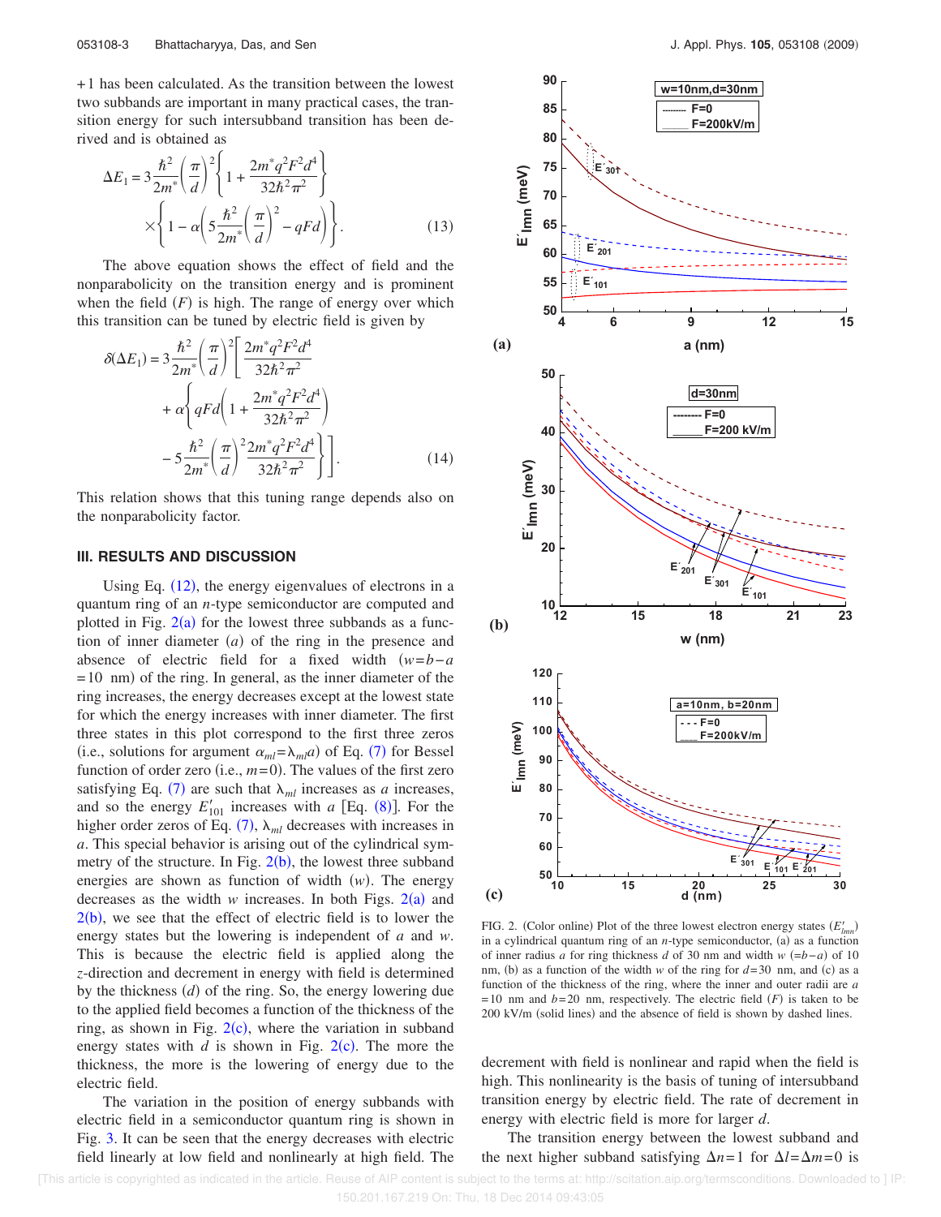+1 has been calculated. As the transition between the lowest two subbands are important in many practical cases, the transition energy for such intersubband transition has been derived and is obtained as

$$\Delta E_1 = 3\frac{\hbar^2}{2m^*}\left(\frac{\pi}{d}\right)^2\left\{1+\frac{2m^*q^2F^2d^4}{32\hbar^2\pi^2}\right\} \times\left\{1-\alpha\left(5\frac{\hbar^2}{2m^*}\left(\frac{\pi}{d}\right)^2-qFd\right)\right\}. \quad (13)$$

The above equation shows the effect of field and the nonparabolicity on the transition energy and is prominent when the field ($F$) is high. The range of energy over which this transition can be tuned by electric field is given by

$$\delta(\Delta E_1) = 3\frac{\hbar^2}{2m^*}\left(\frac{\pi}{d}\right)^2\left[\frac{2m^*q^2F^2d^4}{32\hbar^2\pi^2} + \alpha\left\{qFd\left(1+\frac{2m^*q^2F^2d^4}{32\hbar^2\pi^2}\right) - 5\frac{\hbar^2}{2m^*}\left(\frac{\pi}{d}\right)^2\frac{2m^*q^2F^2d^4}{32\hbar^2\pi^2}\right\}\right]. \quad (14)$$

This relation shows that this tuning range depends also on the nonparabolicity factor.

## III. RESULTS AND DISCUSSION

Using Eq. (12), the energy eigenvalues of electrons in a quantum ring of an $n$-type semiconductor are computed and plotted in Fig. 2(a) for the lowest three subbands as a function of inner diameter ($a$) of the ring in the presence and absence of electric field for a fixed width ($w=b-a$ $=10$ nm) of the ring. In general, as the inner diameter of the ring increases, the energy decreases except at the lowest state for which the energy increases with inner diameter. The first three states in this plot correspond to the first three zeros (i.e., solutions for argument $\alpha_{ml}=\lambda_{ml}a$) of Eq. (7) for Bessel function of order zero (i.e., $m=0$). The values of the first zero satisfying Eq. (7) are such that $\lambda_{ml}$ increases as $a$ increases, and so the energy $E'_{101}$ increases with $a$ [Eq. (8)]. For the higher order zeros of Eq. (7), $\lambda_{ml}$ decreases with increases in $a$. This special behavior is arising out of the cylindrical symmetry of the structure. In Fig. 2(b), the lowest three subband energies are shown as function of width ($w$). The energy decreases as the width $w$ increases. In both Figs. 2(a) and 2(b), we see that the effect of electric field is to lower the energy states but the lowering is independent of $a$ and $w$. This is because the electric field is applied along the $z$-direction and decrement in energy with field is determined by the thickness ($d$) of the ring. So, the energy lowering due to the applied field becomes a function of the thickness of the ring, as shown in Fig. 2(c), where the variation in subband energy states with $d$ is shown in Fig. 2(c). The more the thickness, the more is the lowering of energy due to the electric field.

The variation in the position of energy subbands with electric field in a semiconductor quantum ring is shown in Fig. 3. It can be seen that the energy decreases with electric field linearly at low field and nonlinearly at high field. The decrement with field is nonlinear and rapid when the field is high. This nonlinearity is the basis of tuning of intersubband transition energy by electric field. The rate of decrement in energy with electric field is more for larger $d$.

FIG. 2. (Color online) Plot of the three lowest electron energy states ($E'_{lmn}$) in a cylindrical quantum ring of an $n$-type semiconductor, (a) as a function of inner radius $a$ for ring thickness $d$ of 30 nm and width $w$ ($=b-a$) of 10 nm, (b) as a function of the width $w$ of the ring for $d=30$ nm, and (c) as a function of the thickness of the ring, where the inner and outer radii are $a$ $=10$ nm and $b=20$ nm, respectively. The electric field ($F$) is taken to be 200 kV/m (solid lines) and the absence of field is shown by dashed lines.

The transition energy between the lowest subband and the next higher subband satisfying $\Delta n=1$ for $\Delta l=\Delta m=0$ is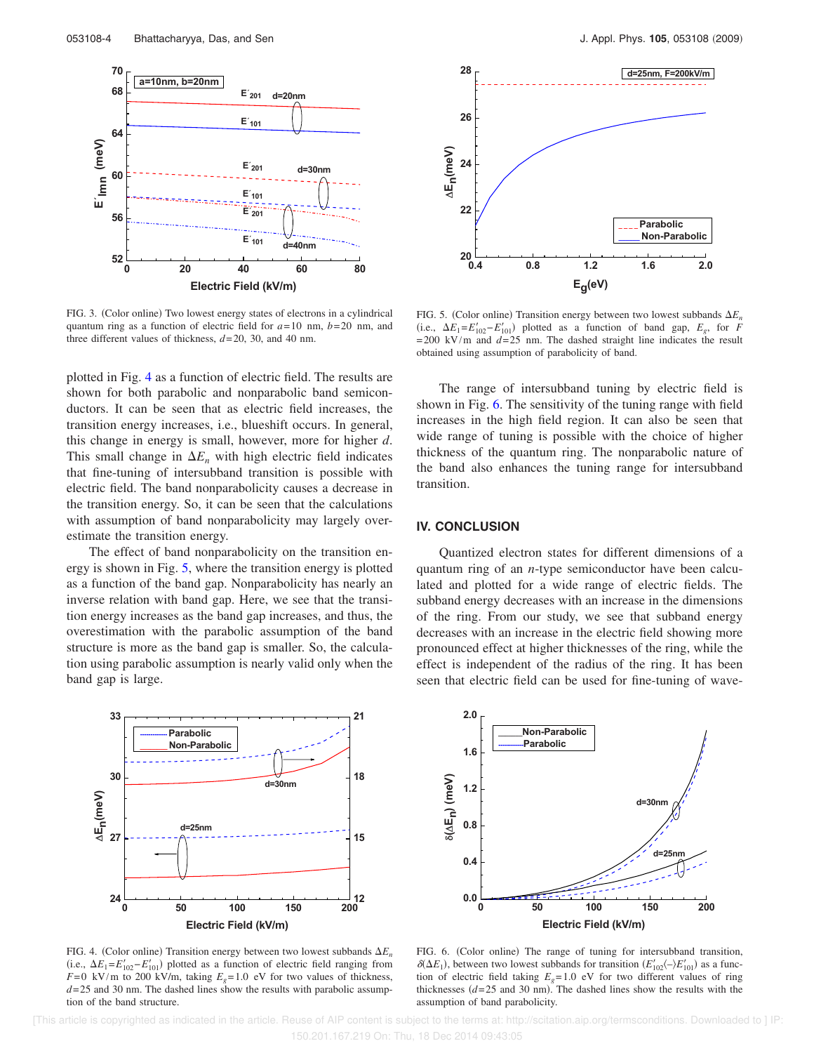FIG. 3. (Color online) Two lowest energy states of electrons in a cylindrical quantum ring as a function of electric field for $a=10$ nm, $b=20$ nm, and three different values of thickness, $d=20$, 30, and 40 nm.

FIG. 5. (Color online) Transition energy between two lowest subbands $\Delta E_n$ (i.e., $\Delta E_1 = E'_{102} - E'_{101}$) plotted as a function of band gap, $E_g$, for $F = 200$ kV/m and $d=25$ nm. The dashed straight line indicates the result obtained using assumption of parabolicity of band.

plotted in Fig. 4 as a function of electric field. The results are shown for both parabolic and nonparabolic band semiconductors. It can be seen that as electric field increases, the transition energy increases, i.e., blueshift occurs. In general, this change in energy is small, however, more for higher $d$. This small change in $\Delta E_n$ with high electric field indicates that fine-tuning of intersubband transition is possible with electric field. The band nonparabolicity causes a decrease in the transition energy. So, it can be seen that the calculations with assumption of band nonparabolicity may largely overestimate the transition energy.

The effect of band nonparabolicity on the transition energy is shown in Fig. 5, where the transition energy is plotted as a function of the band gap. Nonparabolicity has nearly an inverse relation with band gap. Here, we see that the transition energy increases as the band gap increases, and thus, the overestimation with the parabolic assumption of the band structure is more as the band gap is smaller. So, the calculation using parabolic assumption is nearly valid only when the band gap is large.

The range of intersubband tuning by electric field is shown in Fig. 6. The sensitivity of the tuning range with field increases in the high field region. It can also be seen that wide range of tuning is possible with the choice of higher thickness of the quantum ring. The nonparabolic nature of the band also enhances the tuning range for intersubband transition.

## IV. CONCLUSION

Quantized electron states for different dimensions of a quantum ring of an $n$-type semiconductor have been calculated and plotted for a wide range of electric fields. The subband energy decreases with an increase in the dimensions of the ring. From our study, we see that subband energy decreases with an increase in the electric field showing more pronounced effect at higher thicknesses of the ring, while the effect is independent of the radius of the ring. It has been seen that electric field can be used for fine-tuning of wave-

FIG. 4. (Color online) Transition energy between two lowest subbands $\Delta E_n$ (i.e., $\Delta E_1 = E'_{102} - E'_{101}$) plotted as a function of electric field ranging from $F=0$ kV/m to 200 kV/m, taking $E_g = 1.0$ eV for two values of thickness, $d=25$ and 30 nm. The dashed lines show the results with parabolic assumption of the band structure.

FIG. 6. (Color online) The range of tuning for intersubband transition, $\delta(\Delta E_1)$, between two lowest subbands for transition $(E'_{102} \langle - \rangle E'_{101})$ as a function of electric field taking $E_g = 1.0$ eV for two different values of ring thicknesses ($d=25$ and 30 nm). The dashed lines show the results with the assumption of band parabolicity.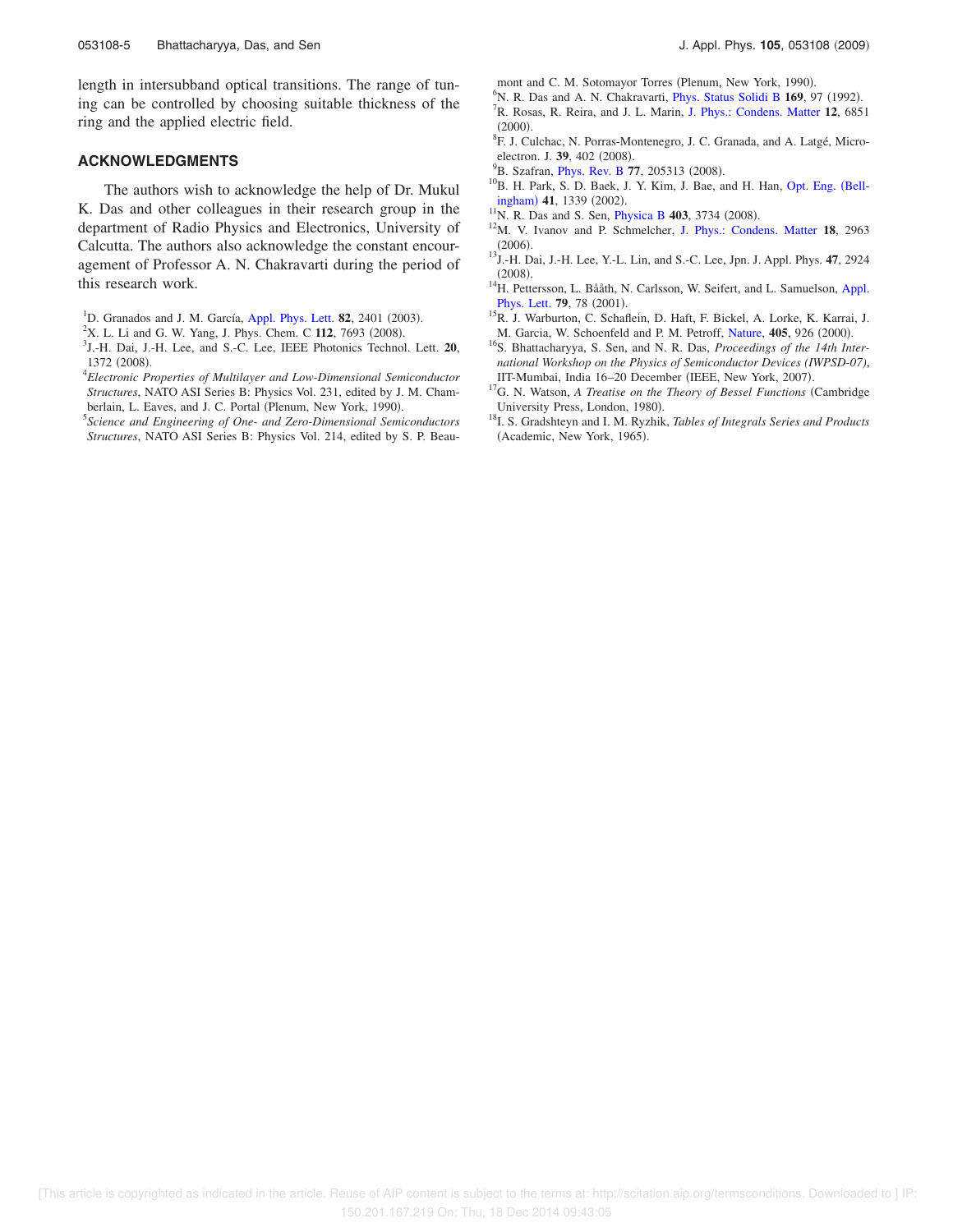length in intersubband optical transitions. The range of tuning can be controlled by choosing suitable thickness of the ring and the applied electric field.

## ACKNOWLEDGMENTS

The authors wish to acknowledge the help of Dr. Mukul K. Das and other colleagues in their research group in the department of Radio Physics and Electronics, University of Calcutta. The authors also acknowledge the constant encouragement of Professor A. N. Chakravarti during the period of this research work.

[1] D. Granados and J. M. García, Appl. Phys. Lett. **82**, 2401 (2003).
[2] X. L. Li and G. W. Yang, J. Phys. Chem. C **112**, 7693 (2008).
[3] J.-H. Dai, J.-H. Lee, and S.-C. Lee, IEEE Photonics Technol. Lett. **20**, 1372 (2008).
[4] *Electronic Properties of Multilayer and Low-Dimensional Semiconductor Structures*, NATO ASI Series B: Physics Vol. 231, edited by J. M. Chamberlain, L. Eaves, and J. C. Portal (Plenum, New York, 1990).
[5] *Science and Engineering of One- and Zero-Dimensional Semiconductors Structures*, NATO ASI Series B: Physics Vol. 214, edited by S. P. Beaumont and C. M. Sotomayor Torres (Plenum, New York, 1990).
[6] N. R. Das and A. N. Chakravarti, Phys. Status Solidi B **169**, 97 (1992).
[7] R. Rosas, R. Reira, and J. L. Marin, J. Phys.: Condens. Matter **12**, 6851 (2000).
[8] F. J. Culchac, N. Porras-Montenegro, J. C. Granada, and A. Latgé, Microelectron. J. **39**, 402 (2008).
[9] B. Szafran, Phys. Rev. B **77**, 205313 (2008).
[10] B. H. Park, S. D. Baek, J. Y. Kim, J. Bae, and H. Han, Opt. Eng. (Bellingham) **41**, 1339 (2002).
[11] N. R. Das and S. Sen, Physica B **403**, 3734 (2008).
[12] M. V. Ivanov and P. Schmelcher, J. Phys.: Condens. Matter **18**, 2963 (2006).
[13] J.-H. Dai, J.-H. Lee, Y.-L. Lin, and S.-C. Lee, Jpn. J. Appl. Phys. **47**, 2924 (2008).
[14] H. Pettersson, L. Bååth, N. Carlsson, W. Seifert, and L. Samuelson, Appl. Phys. Lett. **79**, 78 (2001).
[15] R. J. Warburton, C. Schaflein, D. Haft, F. Bickel, A. Lorke, K. Karrai, J. M. Garcia, W. Schoenfeld and P. M. Petroff, Nature, **405**, 926 (2000).
[16] S. Bhattacharyya, S. Sen, and N. R. Das, *Proceedings of the 14th International Workshop on the Physics of Semiconductor Devices (IWPSD-07)*, IIT-Mumbai, India 16–20 December (IEEE, New York, 2007).
[17] G. N. Watson, *A Treatise on the Theory of Bessel Functions* (Cambridge University Press, London, 1980).
[18] I. S. Gradshteyn and I. M. Ryzhik, *Tables of Integrals Series and Products* (Academic, New York, 1965).